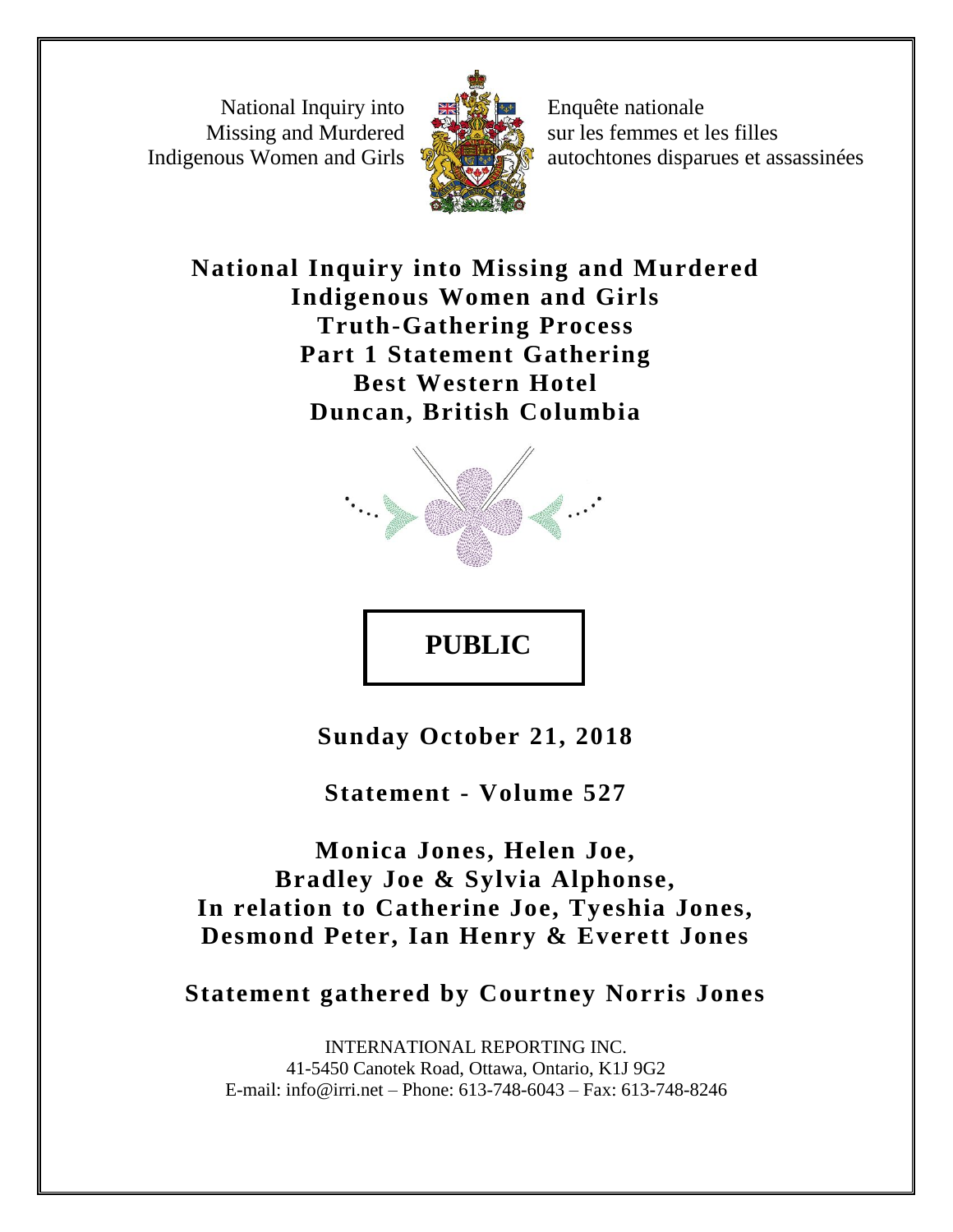National Inquiry into Missing and Murdered Indigenous Women and Girls

Enquête nationale sur les femmes et les filles autochtones disparues et assassinées

# National Inquiry into Missing and Murdered Indigenous Women and Girls
# Truth-Gathering Process
# Part 1 Statement Gathering
# Best Western Hotel
# Duncan, British Columbia

**PUBLIC**

**Sunday October 21, 2018**

**Statement - Volume 527**

**Monica Jones, Helen Joe, Bradley Joe & Sylvia Alphonse, In relation to Catherine Joe, Tyeshia Jones, Desmond Peter, Ian Henry & Everett Jones**

**Statement gathered by Courtney Norris Jones**

INTERNATIONAL REPORTING INC.
41-5450 Canotek Road, Ottawa, Ontario, K1J 9G2
E-mail: info@irri.net – Phone: 613-748-6043 – Fax: 613-748-8246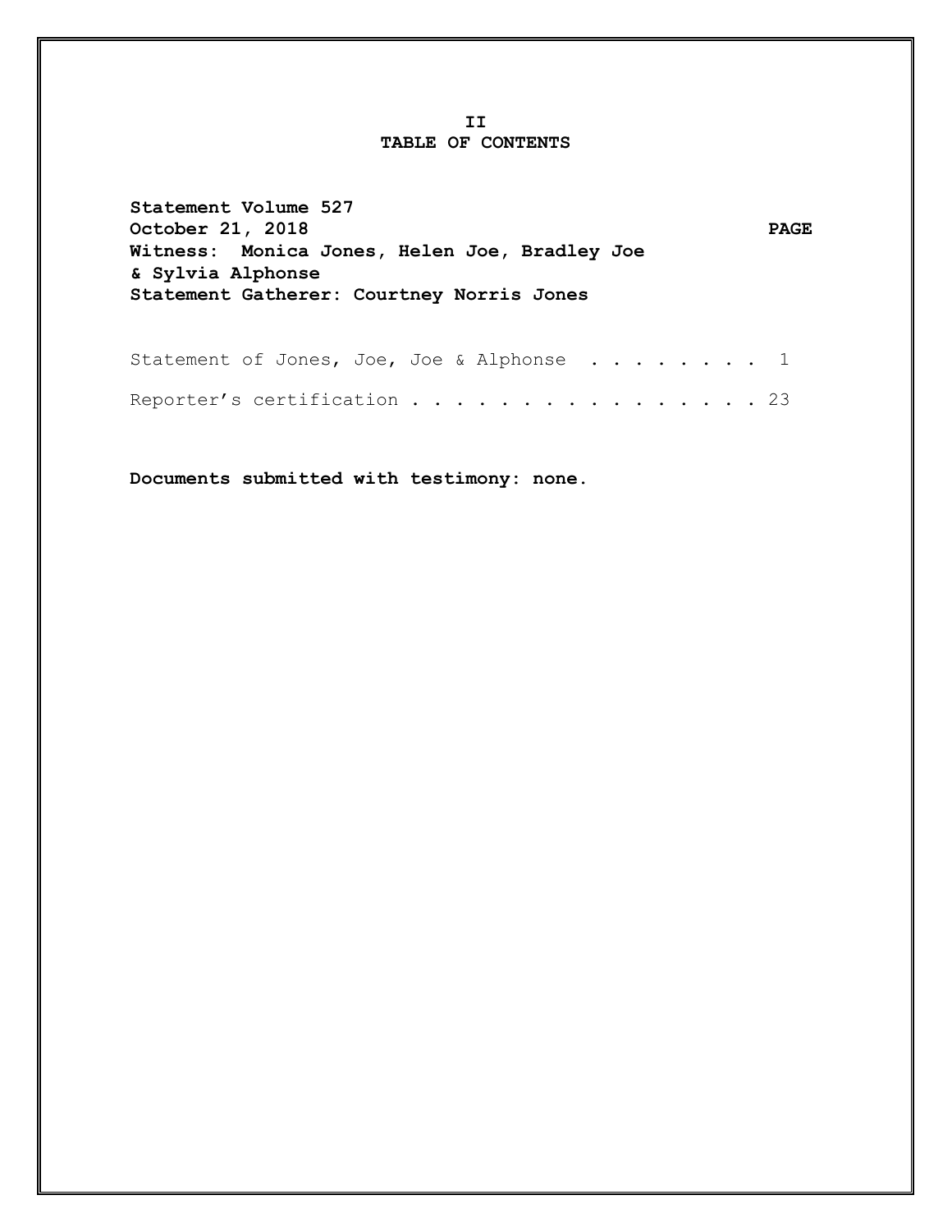**II**

# TABLE OF CONTENTS

**Statement Volume 527**
**October 21, 2018** **PAGE**
**Witness: Monica Jones, Helen Joe, Bradley Joe & Sylvia Alphonse**
**Statement Gatherer: Courtney Norris Jones**

Statement of Jones, Joe, Joe & Alphonse . . . . . . . . . 1

Reporter's certification . . . . . . . . . . . . . . . . 23

**Documents submitted with testimony: none.**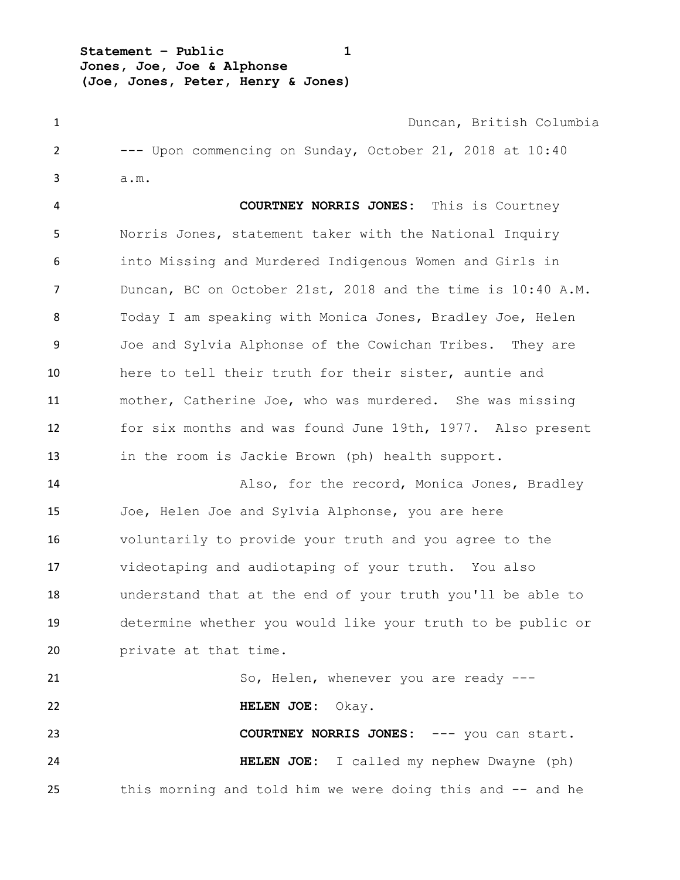Duncan, British Columbia

--- Upon commencing on Sunday, October 21, 2018 at 10:40 a.m.

**COURTNEY NORRIS JONES:** This is Courtney Norris Jones, statement taker with the National Inquiry into Missing and Murdered Indigenous Women and Girls in Duncan, BC on October 21st, 2018 and the time is 10:40 A.M. Today I am speaking with Monica Jones, Bradley Joe, Helen Joe and Sylvia Alphonse of the Cowichan Tribes. They are here to tell their truth for their sister, auntie and mother, Catherine Joe, who was murdered. She was missing for six months and was found June 19th, 1977. Also present in the room is Jackie Brown (ph) health support.

Also, for the record, Monica Jones, Bradley Joe, Helen Joe and Sylvia Alphonse, you are here voluntarily to provide your truth and you agree to the videotaping and audiotaping of your truth. You also understand that at the end of your truth you'll be able to determine whether you would like your truth to be public or private at that time.

So, Helen, whenever you are ready ---

**HELEN JOE:** Okay.

**COURTNEY NORRIS JONES:** --- you can start.

**HELEN JOE:** I called my nephew Dwayne (ph) this morning and told him we were doing this and -- and he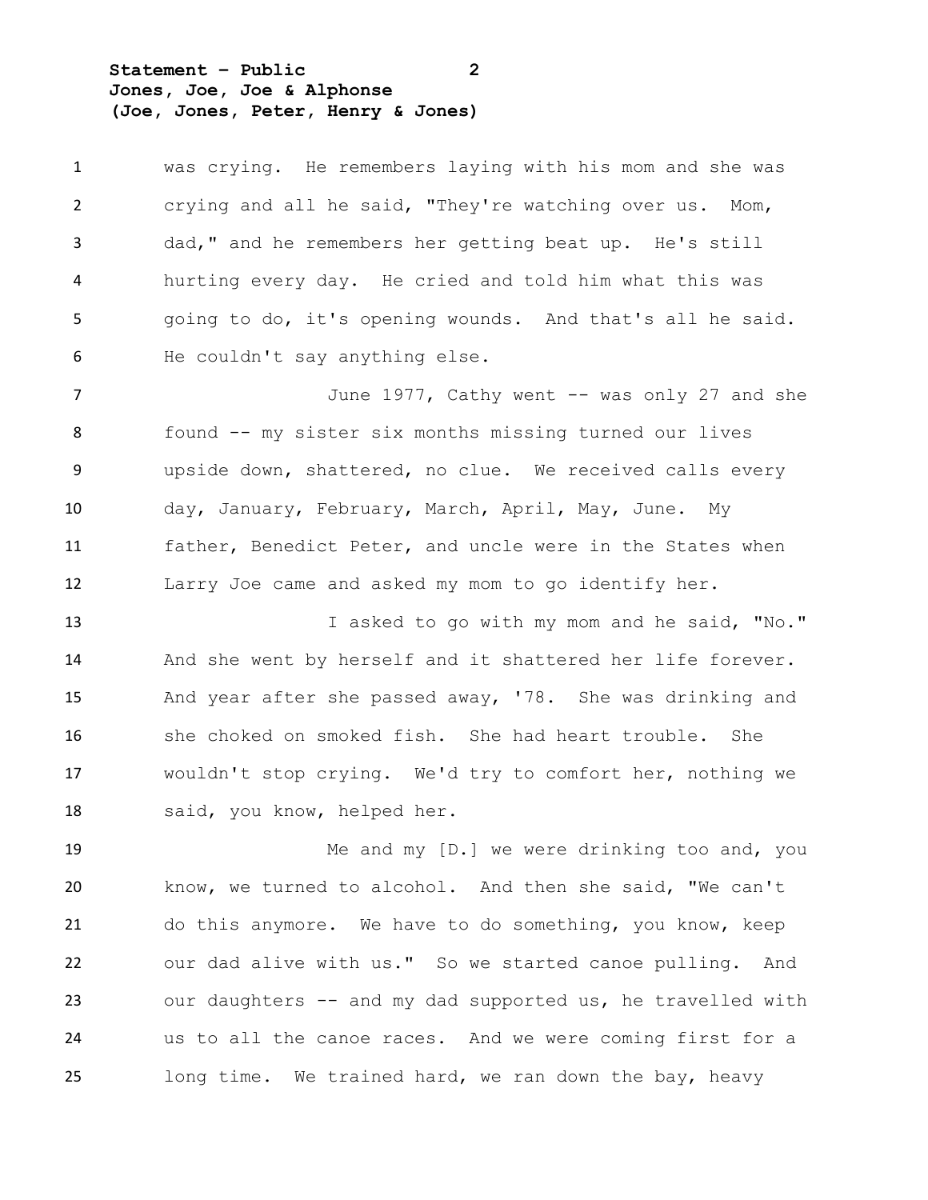was crying. He remembers laying with his mom and she was crying and all he said, "They're watching over us. Mom, dad," and he remembers her getting beat up. He's still hurting every day. He cried and told him what this was going to do, it's opening wounds. And that's all he said. He couldn't say anything else.

June 1977, Cathy went -- was only 27 and she found -- my sister six months missing turned our lives upside down, shattered, no clue. We received calls every day, January, February, March, April, May, June. My father, Benedict Peter, and uncle were in the States when Larry Joe came and asked my mom to go identify her.

I asked to go with my mom and he said, "No." And she went by herself and it shattered her life forever. And year after she passed away, '78. She was drinking and she choked on smoked fish. She had heart trouble. She wouldn't stop crying. We'd try to comfort her, nothing we said, you know, helped her.

Me and my [D.] we were drinking too and, you know, we turned to alcohol. And then she said, "We can't do this anymore. We have to do something, you know, keep our dad alive with us." So we started canoe pulling. And our daughters -- and my dad supported us, he travelled with us to all the canoe races. And we were coming first for a long time. We trained hard, we ran down the bay, heavy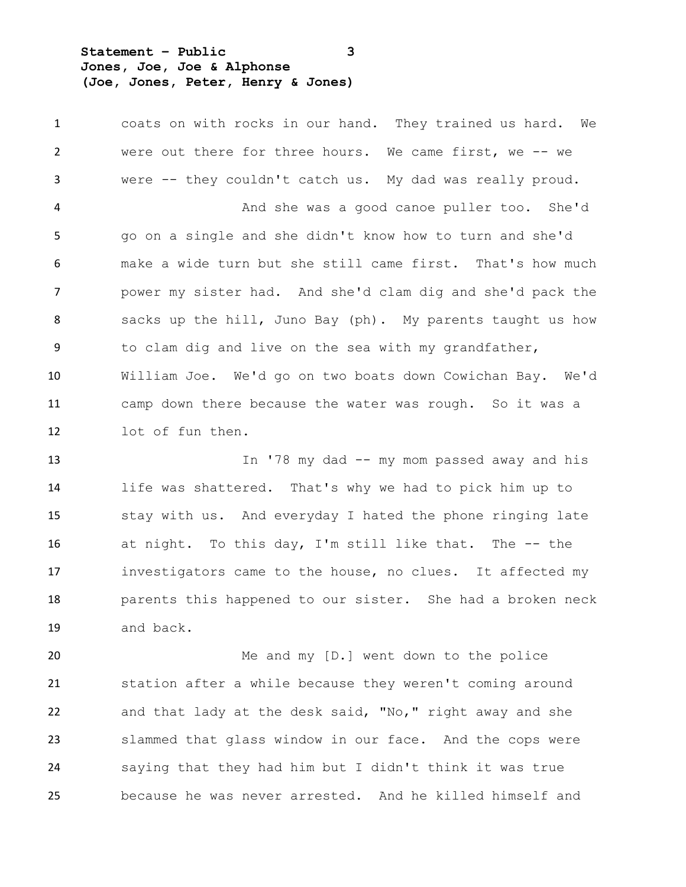coats on with rocks in our hand. They trained us hard. We were out there for three hours. We came first, we -- we were -- they couldn't catch us. My dad was really proud.

And she was a good canoe puller too. She'd go on a single and she didn't know how to turn and she'd make a wide turn but she still came first. That's how much power my sister had. And she'd clam dig and she'd pack the sacks up the hill, Juno Bay (ph). My parents taught us how to clam dig and live on the sea with my grandfather, William Joe. We'd go on two boats down Cowichan Bay. We'd camp down there because the water was rough. So it was a lot of fun then.

In '78 my dad -- my mom passed away and his life was shattered. That's why we had to pick him up to stay with us. And everyday I hated the phone ringing late at night. To this day, I'm still like that. The -- the investigators came to the house, no clues. It affected my parents this happened to our sister. She had a broken neck and back.

Me and my [D.] went down to the police station after a while because they weren't coming around and that lady at the desk said, "No," right away and she slammed that glass window in our face. And the cops were saying that they had him but I didn't think it was true because he was never arrested. And he killed himself and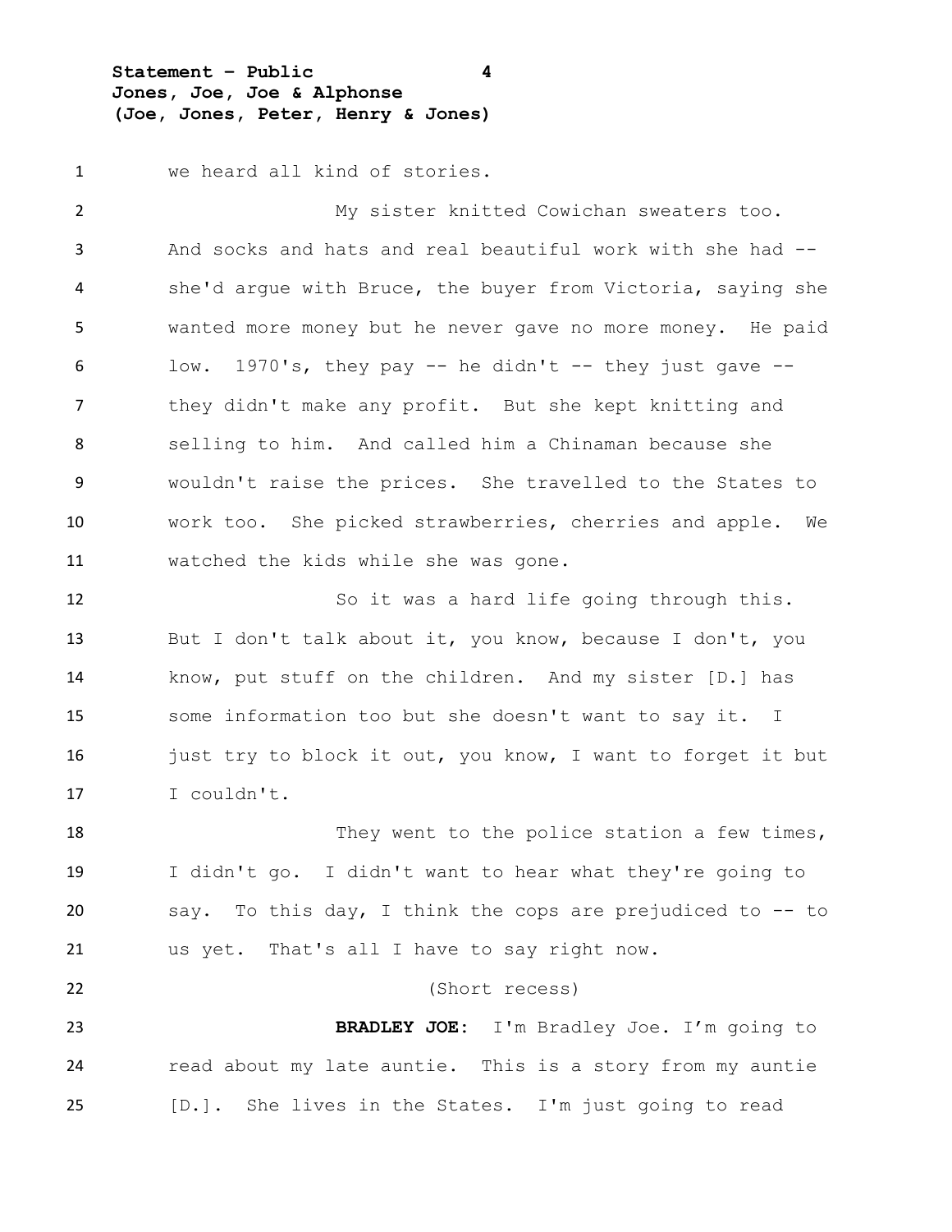we heard all kind of stories.

My sister knitted Cowichan sweaters too. And socks and hats and real beautiful work with she had -- she'd argue with Bruce, the buyer from Victoria, saying she wanted more money but he never gave no more money. He paid low. 1970's, they pay -- he didn't -- they just gave -- they didn't make any profit. But she kept knitting and selling to him. And called him a Chinaman because she wouldn't raise the prices. She travelled to the States to work too. She picked strawberries, cherries and apple. We watched the kids while she was gone.

So it was a hard life going through this. But I don't talk about it, you know, because I don't, you know, put stuff on the children. And my sister [D.] has some information too but she doesn't want to say it. I just try to block it out, you know, I want to forget it but I couldn't.

They went to the police station a few times, I didn't go. I didn't want to hear what they're going to say. To this day, I think the cops are prejudiced to -- to us yet. That's all I have to say right now.

(Short recess)

**BRADLEY JOE**: I'm Bradley Joe. I'm going to read about my late auntie. This is a story from my auntie [D.]. She lives in the States. I'm just going to read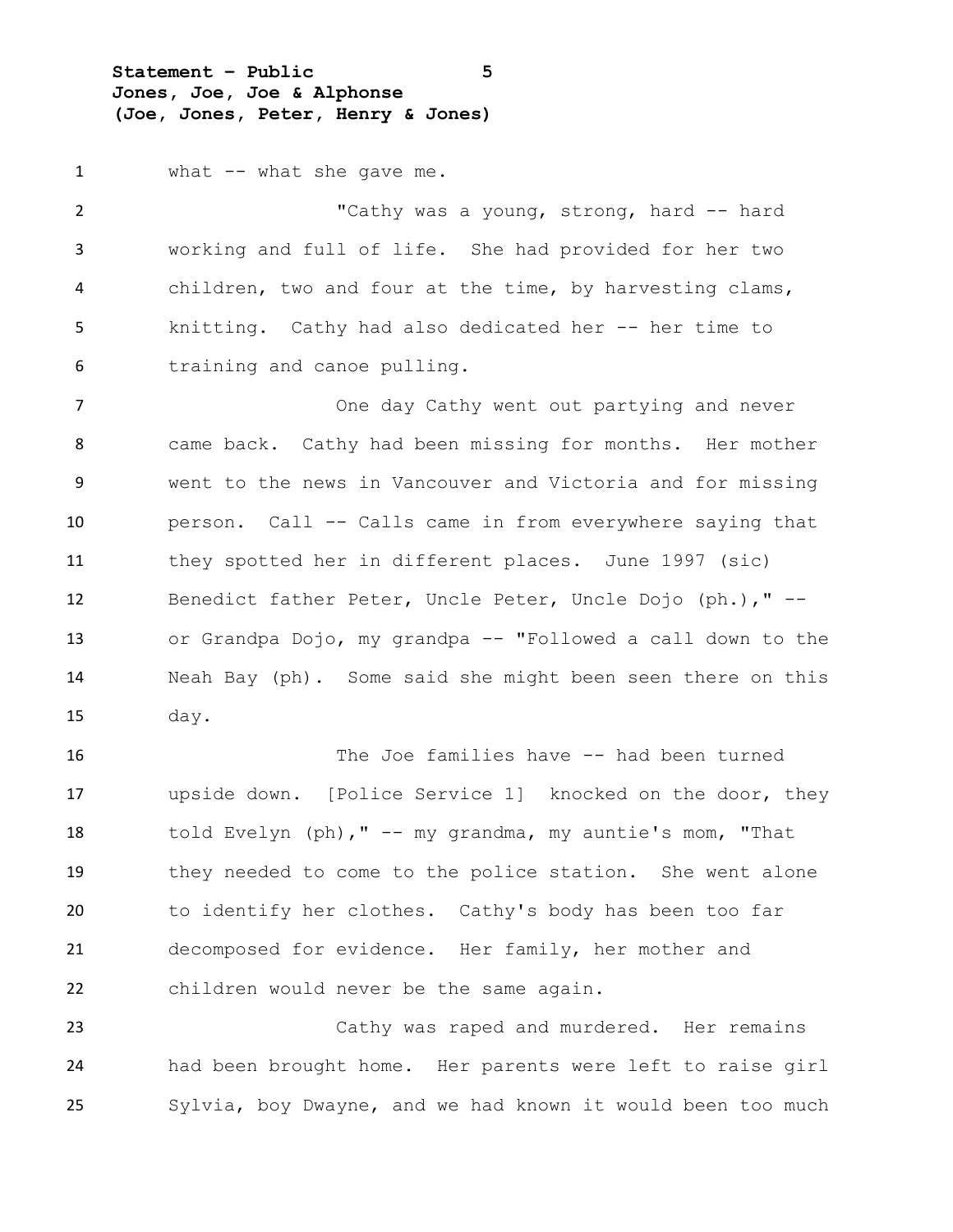what -- what she gave me.

"Cathy was a young, strong, hard -- hard working and full of life. She had provided for her two children, two and four at the time, by harvesting clams, knitting. Cathy had also dedicated her -- her time to training and canoe pulling.

One day Cathy went out partying and never came back. Cathy had been missing for months. Her mother went to the news in Vancouver and Victoria and for missing person. Call -- Calls came in from everywhere saying that they spotted her in different places. June 1997 (sic) Benedict father Peter, Uncle Peter, Uncle Dojo (ph.)," -- or Grandpa Dojo, my grandpa -- "Followed a call down to the Neah Bay (ph). Some said she might been seen there on this day.

The Joe families have -- had been turned upside down. [Police Service 1] knocked on the door, they told Evelyn (ph)," -- my grandma, my auntie's mom, "That they needed to come to the police station. She went alone to identify her clothes. Cathy's body has been too far decomposed for evidence. Her family, her mother and children would never be the same again.

Cathy was raped and murdered. Her remains had been brought home. Her parents were left to raise girl Sylvia, boy Dwayne, and we had known it would been too much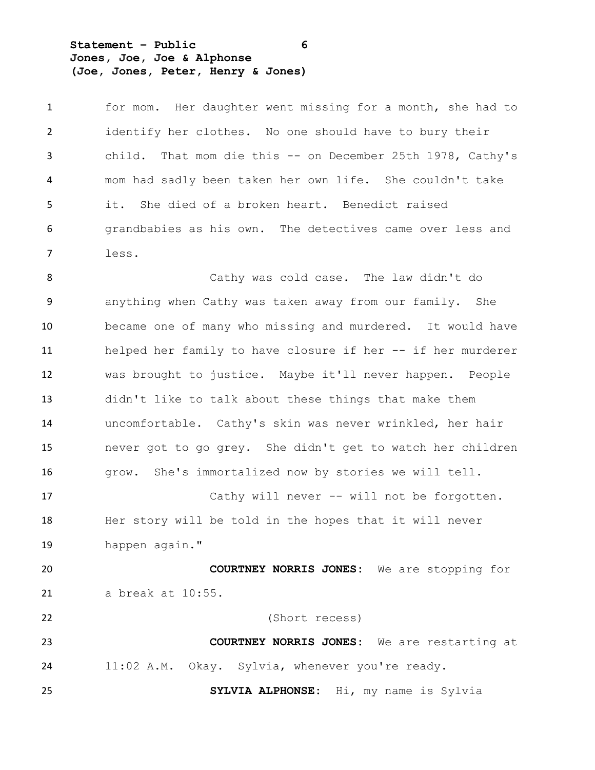for mom. Her daughter went missing for a month, she had to identify her clothes. No one should have to bury their child. That mom die this -- on December 25th 1978, Cathy's mom had sadly been taken her own life. She couldn't take it. She died of a broken heart. Benedict raised grandbabies as his own. The detectives came over less and less.

Cathy was cold case. The law didn't do anything when Cathy was taken away from our family. She became one of many who missing and murdered. It would have helped her family to have closure if her -- if her murderer was brought to justice. Maybe it'll never happen. People didn't like to talk about these things that make them uncomfortable. Cathy's skin was never wrinkled, her hair never got to go grey. She didn't get to watch her children grow. She's immortalized now by stories we will tell.

Cathy will never -- will not be forgotten. Her story will be told in the hopes that it will never happen again."

**COURTNEY NORRIS JONES:** We are stopping for a break at 10:55.

(Short recess)

**COURTNEY NORRIS JONES:** We are restarting at 11:02 A.M. Okay. Sylvia, whenever you're ready.

**SYLVIA ALPHONSE:** Hi, my name is Sylvia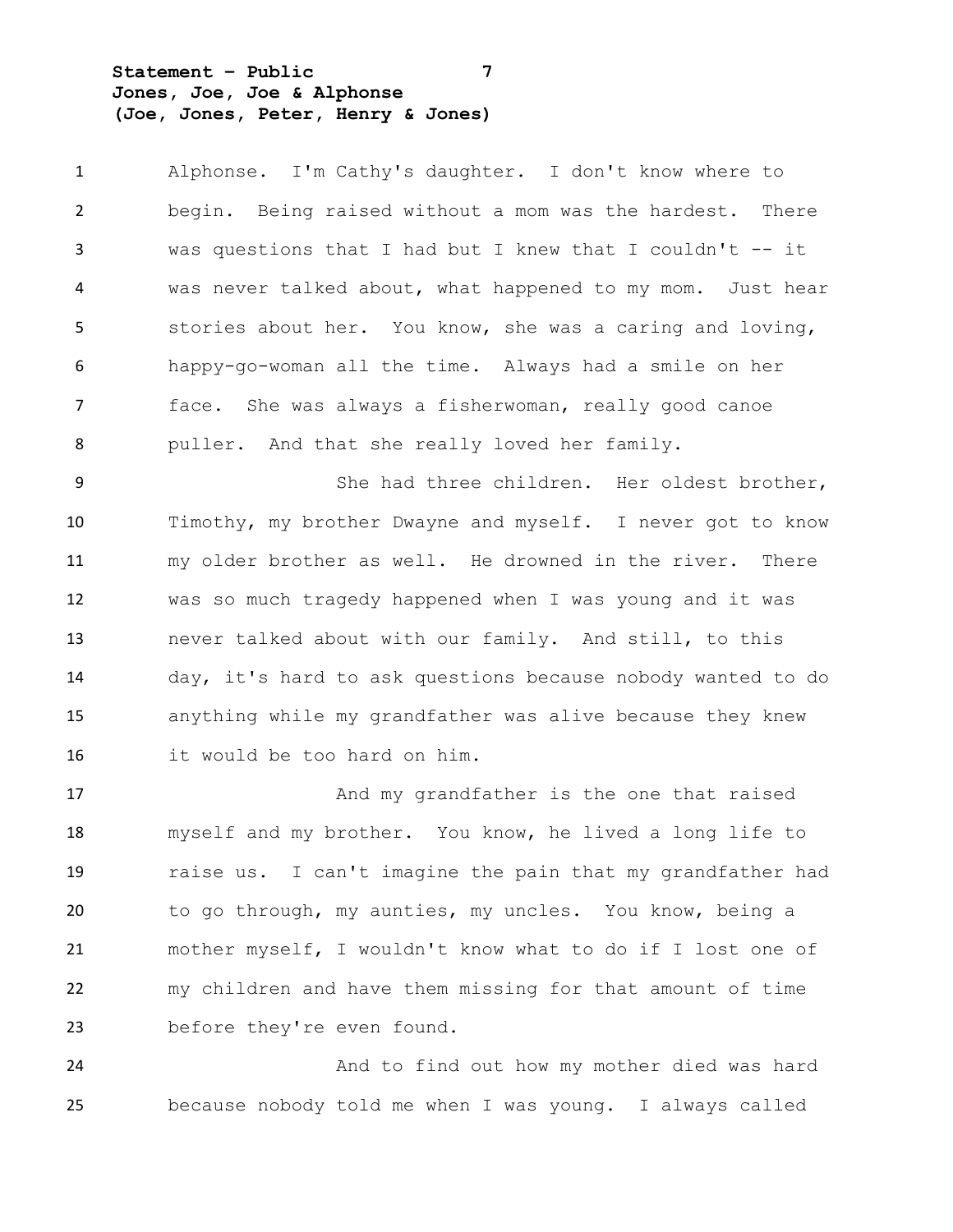Alphonse. I'm Cathy's daughter. I don't know where to begin. Being raised without a mom was the hardest. There was questions that I had but I knew that I couldn't -- it was never talked about, what happened to my mom. Just hear stories about her. You know, she was a caring and loving, happy-go-woman all the time. Always had a smile on her face. She was always a fisherwoman, really good canoe puller. And that she really loved her family.

She had three children. Her oldest brother, Timothy, my brother Dwayne and myself. I never got to know my older brother as well. He drowned in the river. There was so much tragedy happened when I was young and it was never talked about with our family. And still, to this day, it's hard to ask questions because nobody wanted to do anything while my grandfather was alive because they knew it would be too hard on him.

And my grandfather is the one that raised myself and my brother. You know, he lived a long life to raise us. I can't imagine the pain that my grandfather had to go through, my aunties, my uncles. You know, being a mother myself, I wouldn't know what to do if I lost one of my children and have them missing for that amount of time before they're even found.

And to find out how my mother died was hard because nobody told me when I was young. I always called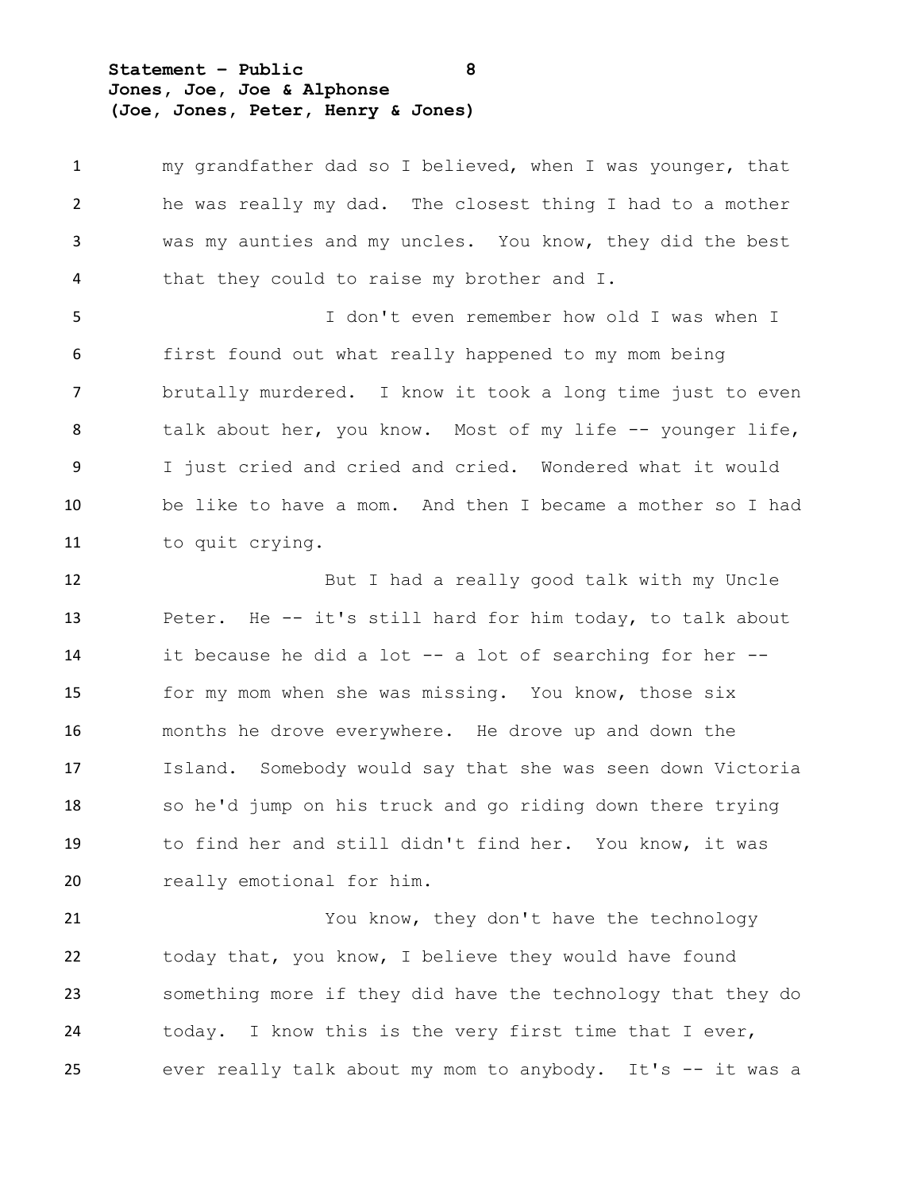my grandfather dad so I believed, when I was younger, that he was really my dad. The closest thing I had to a mother was my aunties and my uncles. You know, they did the best that they could to raise my brother and I.

I don't even remember how old I was when I first found out what really happened to my mom being brutally murdered. I know it took a long time just to even talk about her, you know. Most of my life -- younger life, I just cried and cried and cried. Wondered what it would be like to have a mom. And then I became a mother so I had to quit crying.

But I had a really good talk with my Uncle Peter. He -- it's still hard for him today, to talk about it because he did a lot -- a lot of searching for her -- for my mom when she was missing. You know, those six months he drove everywhere. He drove up and down the Island. Somebody would say that she was seen down Victoria so he'd jump on his truck and go riding down there trying to find her and still didn't find her. You know, it was really emotional for him.

You know, they don't have the technology today that, you know, I believe they would have found something more if they did have the technology that they do today. I know this is the very first time that I ever, ever really talk about my mom to anybody. It's -- it was a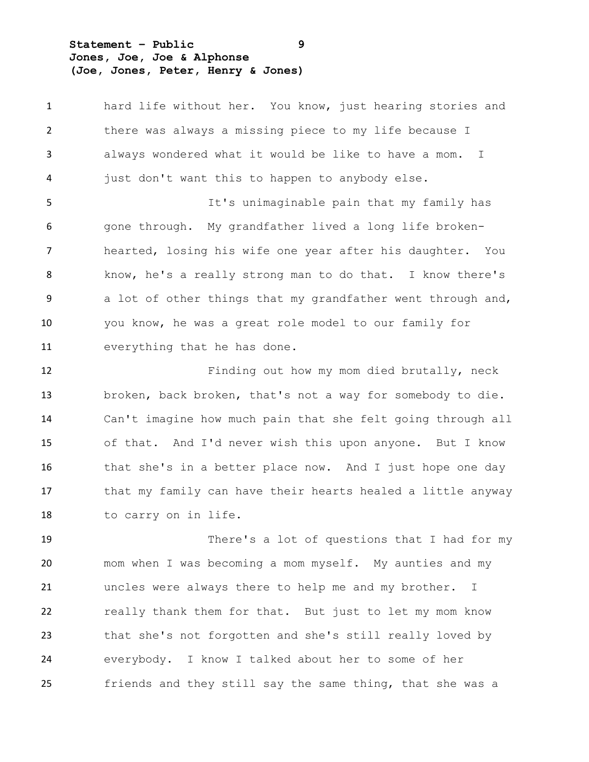hard life without her. You know, just hearing stories and there was always a missing piece to my life because I always wondered what it would be like to have a mom. I just don't want this to happen to anybody else.

It's unimaginable pain that my family has gone through. My grandfather lived a long life broken-hearted, losing his wife one year after his daughter. You know, he's a really strong man to do that. I know there's a lot of other things that my grandfather went through and, you know, he was a great role model to our family for everything that he has done.

Finding out how my mom died brutally, neck broken, back broken, that's not a way for somebody to die. Can't imagine how much pain that she felt going through all of that. And I'd never wish this upon anyone. But I know that she's in a better place now. And I just hope one day that my family can have their hearts healed a little anyway to carry on in life.

There's a lot of questions that I had for my mom when I was becoming a mom myself. My aunties and my uncles were always there to help me and my brother. I really thank them for that. But just to let my mom know that she's not forgotten and she's still really loved by everybody. I know I talked about her to some of her friends and they still say the same thing, that she was a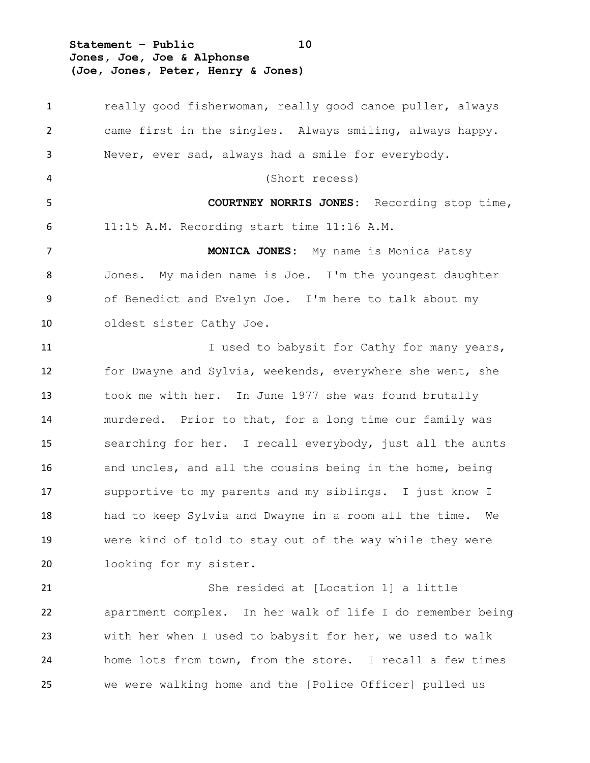really good fisherwoman, really good canoe puller, always came first in the singles. Always smiling, always happy. Never, ever sad, always had a smile for everybody.

(Short recess)

**COURTNEY NORRIS JONES**: Recording stop time, 11:15 A.M. Recording start time 11:16 A.M.

**MONICA JONES**: My name is Monica Patsy Jones. My maiden name is Joe. I'm the youngest daughter of Benedict and Evelyn Joe. I'm here to talk about my oldest sister Cathy Joe.

I used to babysit for Cathy for many years, for Dwayne and Sylvia, weekends, everywhere she went, she took me with her. In June 1977 she was found brutally murdered. Prior to that, for a long time our family was searching for her. I recall everybody, just all the aunts and uncles, and all the cousins being in the home, being supportive to my parents and my siblings. I just know I had to keep Sylvia and Dwayne in a room all the time. We were kind of told to stay out of the way while they were looking for my sister.

She resided at [Location 1] a little apartment complex. In her walk of life I do remember being with her when I used to babysit for her, we used to walk home lots from town, from the store. I recall a few times we were walking home and the [Police Officer] pulled us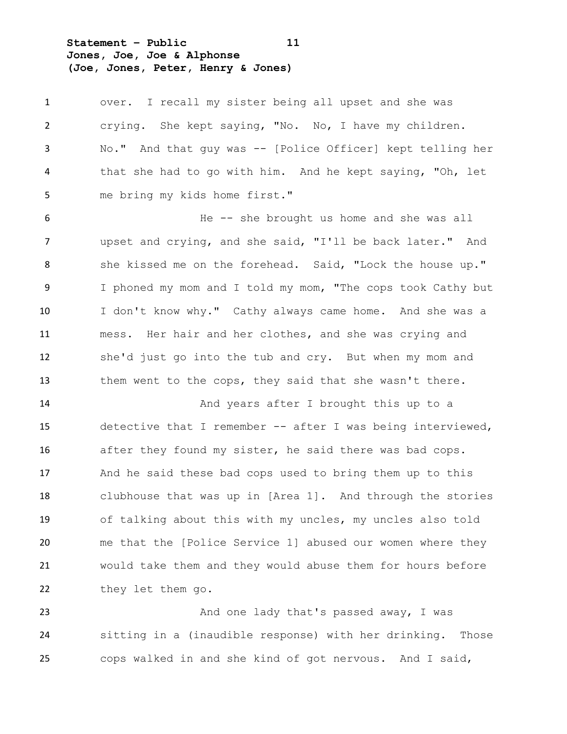over. I recall my sister being all upset and she was crying. She kept saying, "No. No, I have my children. No." And that guy was -- [Police Officer] kept telling her that she had to go with him. And he kept saying, "Oh, let me bring my kids home first."

He -- she brought us home and she was all upset and crying, and she said, "I'll be back later." And she kissed me on the forehead. Said, "Lock the house up." I phoned my mom and I told my mom, "The cops took Cathy but I don't know why." Cathy always came home. And she was a mess. Her hair and her clothes, and she was crying and she'd just go into the tub and cry. But when my mom and them went to the cops, they said that she wasn't there.

And years after I brought this up to a detective that I remember -- after I was being interviewed, after they found my sister, he said there was bad cops. And he said these bad cops used to bring them up to this clubhouse that was up in [Area 1]. And through the stories of talking about this with my uncles, my uncles also told me that the [Police Service 1] abused our women where they would take them and they would abuse them for hours before they let them go.

And one lady that's passed away, I was sitting in a (inaudible response) with her drinking. Those cops walked in and she kind of got nervous. And I said,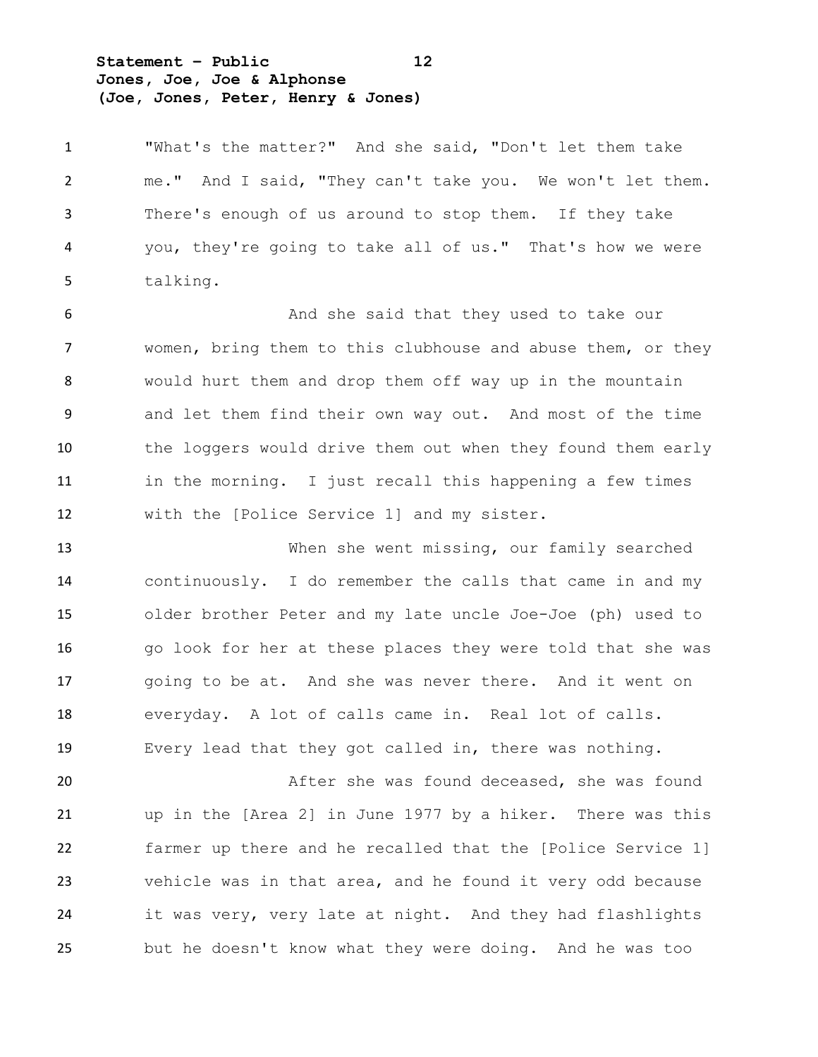"What's the matter?" And she said, "Don't let them take me." And I said, "They can't take you. We won't let them. There's enough of us around to stop them. If they take you, they're going to take all of us." That's how we were talking.

And she said that they used to take our women, bring them to this clubhouse and abuse them, or they would hurt them and drop them off way up in the mountain and let them find their own way out. And most of the time the loggers would drive them out when they found them early in the morning. I just recall this happening a few times with the [Police Service 1] and my sister.

When she went missing, our family searched continuously. I do remember the calls that came in and my older brother Peter and my late uncle Joe-Joe (ph) used to go look for her at these places they were told that she was going to be at. And she was never there. And it went on everyday. A lot of calls came in. Real lot of calls. Every lead that they got called in, there was nothing.

After she was found deceased, she was found up in the [Area 2] in June 1977 by a hiker. There was this farmer up there and he recalled that the [Police Service 1] vehicle was in that area, and he found it very odd because it was very, very late at night. And they had flashlights but he doesn't know what they were doing. And he was too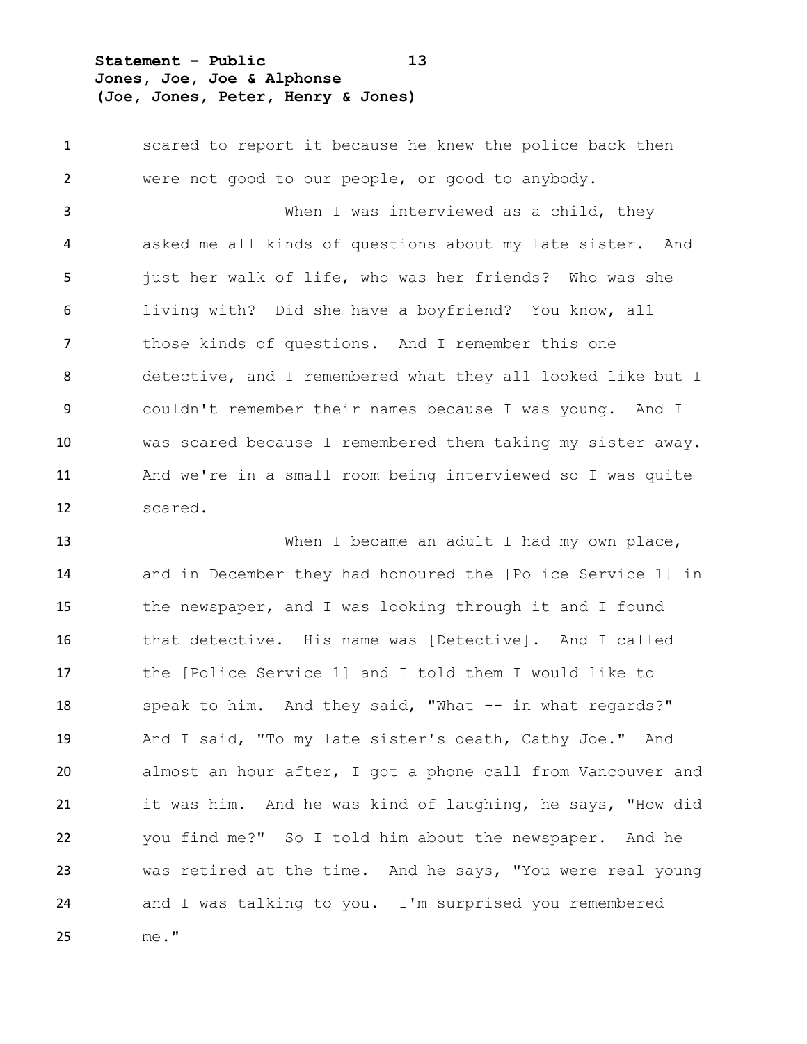scared to report it because he knew the police back then were not good to our people, or good to anybody.

When I was interviewed as a child, they asked me all kinds of questions about my late sister. And just her walk of life, who was her friends? Who was she living with? Did she have a boyfriend? You know, all those kinds of questions. And I remember this one detective, and I remembered what they all looked like but I couldn't remember their names because I was young. And I was scared because I remembered them taking my sister away. And we're in a small room being interviewed so I was quite scared.

When I became an adult I had my own place, and in December they had honoured the [Police Service 1] in the newspaper, and I was looking through it and I found that detective. His name was [Detective]. And I called the [Police Service 1] and I told them I would like to speak to him. And they said, "What -- in what regards?" And I said, "To my late sister's death, Cathy Joe." And almost an hour after, I got a phone call from Vancouver and it was him. And he was kind of laughing, he says, "How did you find me?" So I told him about the newspaper. And he was retired at the time. And he says, "You were real young and I was talking to you. I'm surprised you remembered me."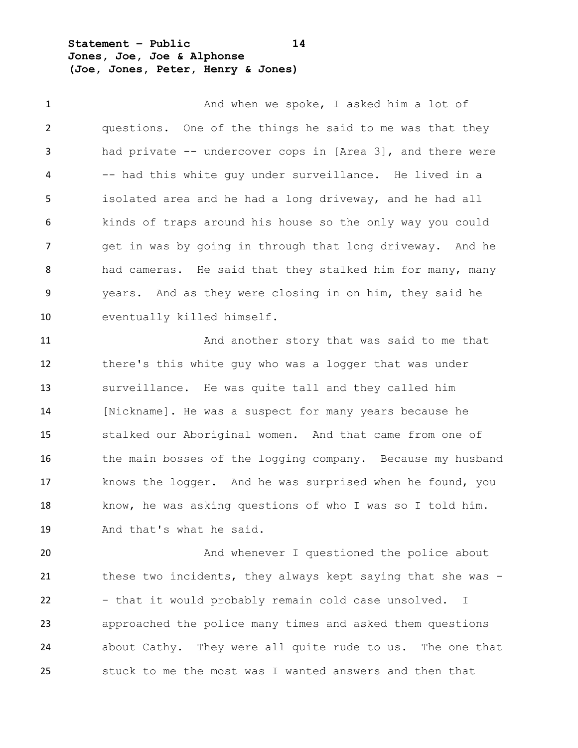And when we spoke, I asked him a lot of questions. One of the things he said to me was that they had private -- undercover cops in [Area 3], and there were -- had this white guy under surveillance. He lived in a isolated area and he had a long driveway, and he had all kinds of traps around his house so the only way you could get in was by going in through that long driveway. And he had cameras. He said that they stalked him for many, many years. And as they were closing in on him, they said he eventually killed himself.

And another story that was said to me that there's this white guy who was a logger that was under surveillance. He was quite tall and they called him [Nickname]. He was a suspect for many years because he stalked our Aboriginal women. And that came from one of the main bosses of the logging company. Because my husband knows the logger. And he was surprised when he found, you know, he was asking questions of who I was so I told him. And that's what he said.

And whenever I questioned the police about these two incidents, they always kept saying that she was -- that it would probably remain cold case unsolved. I approached the police many times and asked them questions about Cathy. They were all quite rude to us. The one that stuck to me the most was I wanted answers and then that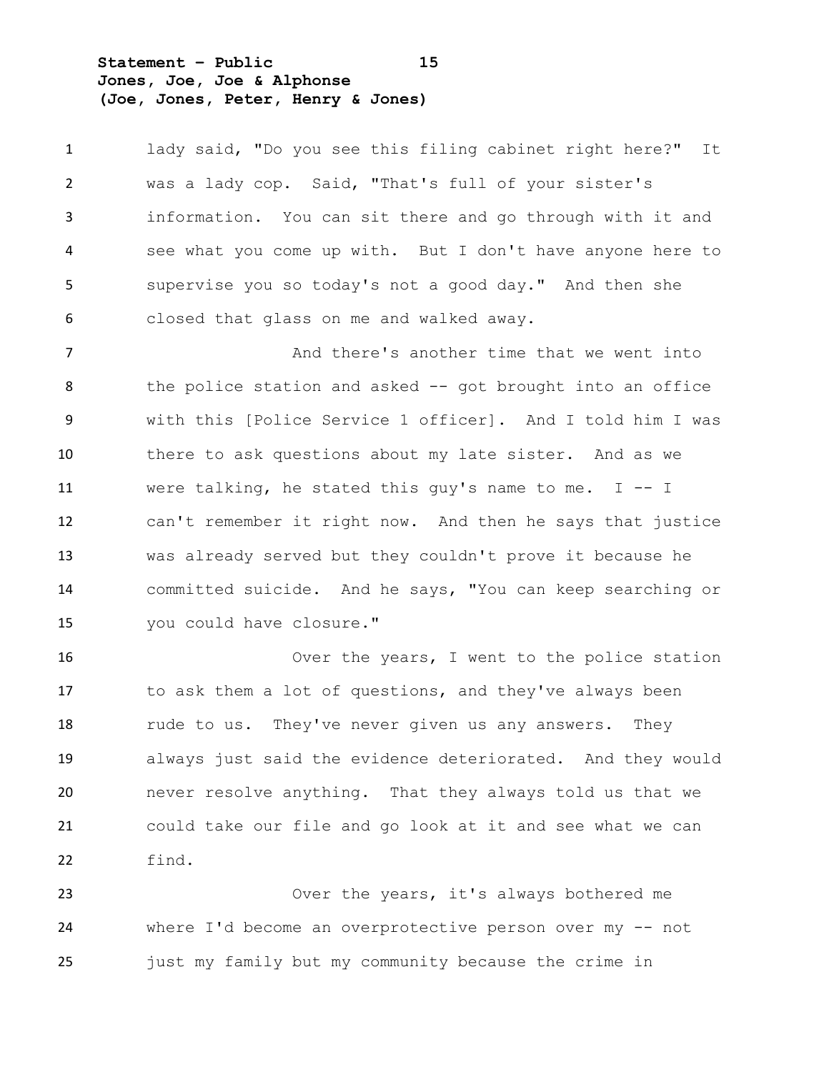lady said, "Do you see this filing cabinet right here?" It was a lady cop. Said, "That's full of your sister's information. You can sit there and go through with it and see what you come up with. But I don't have anyone here to supervise you so today's not a good day." And then she closed that glass on me and walked away.

And there's another time that we went into the police station and asked -- got brought into an office with this [Police Service 1 officer]. And I told him I was there to ask questions about my late sister. And as we were talking, he stated this guy's name to me. I -- I can't remember it right now. And then he says that justice was already served but they couldn't prove it because he committed suicide. And he says, "You can keep searching or you could have closure."

Over the years, I went to the police station to ask them a lot of questions, and they've always been rude to us. They've never given us any answers. They always just said the evidence deteriorated. And they would never resolve anything. That they always told us that we could take our file and go look at it and see what we can find.

Over the years, it's always bothered me where I'd become an overprotective person over my -- not just my family but my community because the crime in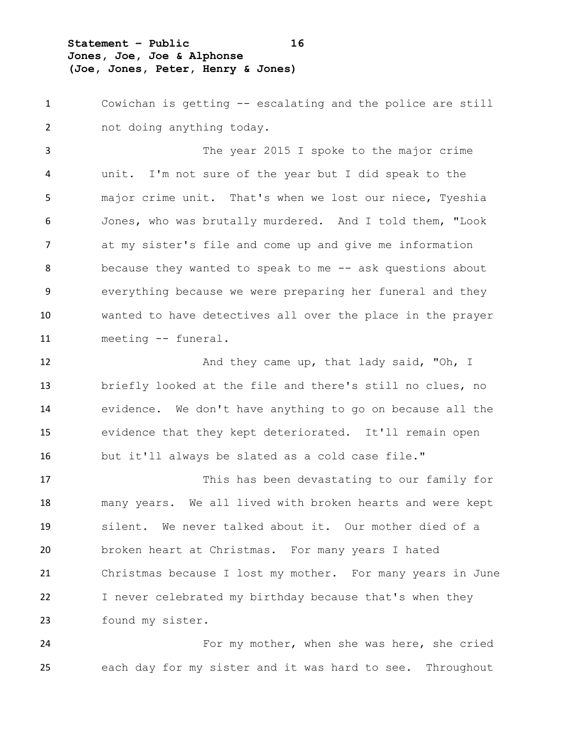Cowichan is getting -- escalating and the police are still not doing anything today.

The year 2015 I spoke to the major crime unit. I'm not sure of the year but I did speak to the major crime unit. That's when we lost our niece, Tyeshia Jones, who was brutally murdered. And I told them, "Look at my sister's file and come up and give me information because they wanted to speak to me -- ask questions about everything because we were preparing her funeral and they wanted to have detectives all over the place in the prayer meeting -- funeral.

And they came up, that lady said, "Oh, I briefly looked at the file and there's still no clues, no evidence. We don't have anything to go on because all the evidence that they kept deteriorated. It'll remain open but it'll always be slated as a cold case file."

This has been devastating to our family for many years. We all lived with broken hearts and were kept silent. We never talked about it. Our mother died of a broken heart at Christmas. For many years I hated Christmas because I lost my mother. For many years in June I never celebrated my birthday because that's when they found my sister.

For my mother, when she was here, she cried each day for my sister and it was hard to see. Throughout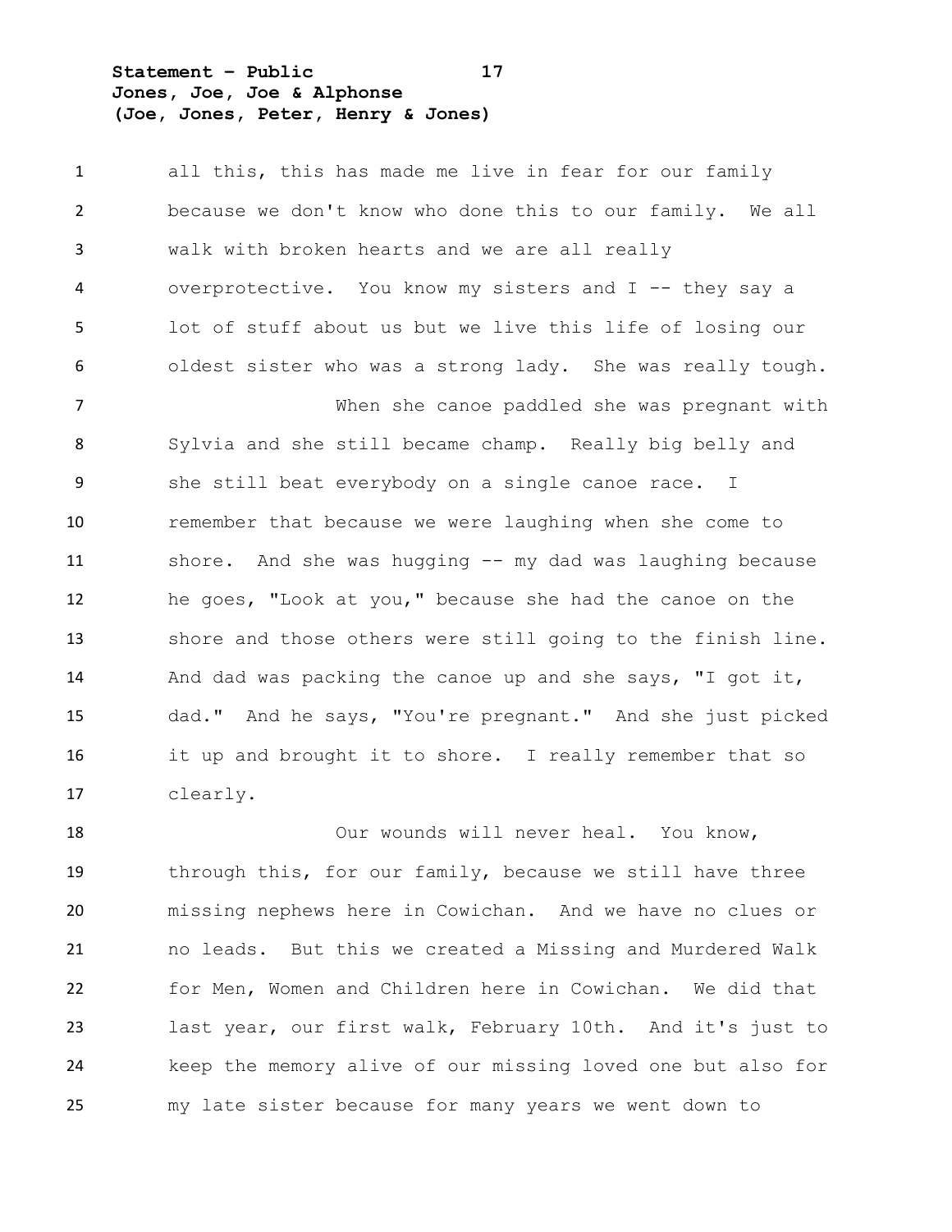all this, this has made me live in fear for our family because we don't know who done this to our family. We all walk with broken hearts and we are all really overprotective. You know my sisters and I -- they say a lot of stuff about us but we live this life of losing our oldest sister who was a strong lady. She was really tough.

When she canoe paddled she was pregnant with Sylvia and she still became champ. Really big belly and she still beat everybody on a single canoe race. I remember that because we were laughing when she come to shore. And she was hugging -- my dad was laughing because he goes, "Look at you," because she had the canoe on the shore and those others were still going to the finish line. And dad was packing the canoe up and she says, "I got it, dad." And he says, "You're pregnant." And she just picked it up and brought it to shore. I really remember that so clearly.

Our wounds will never heal. You know, through this, for our family, because we still have three missing nephews here in Cowichan. And we have no clues or no leads. But this we created a Missing and Murdered Walk for Men, Women and Children here in Cowichan. We did that last year, our first walk, February 10th. And it's just to keep the memory alive of our missing loved one but also for my late sister because for many years we went down to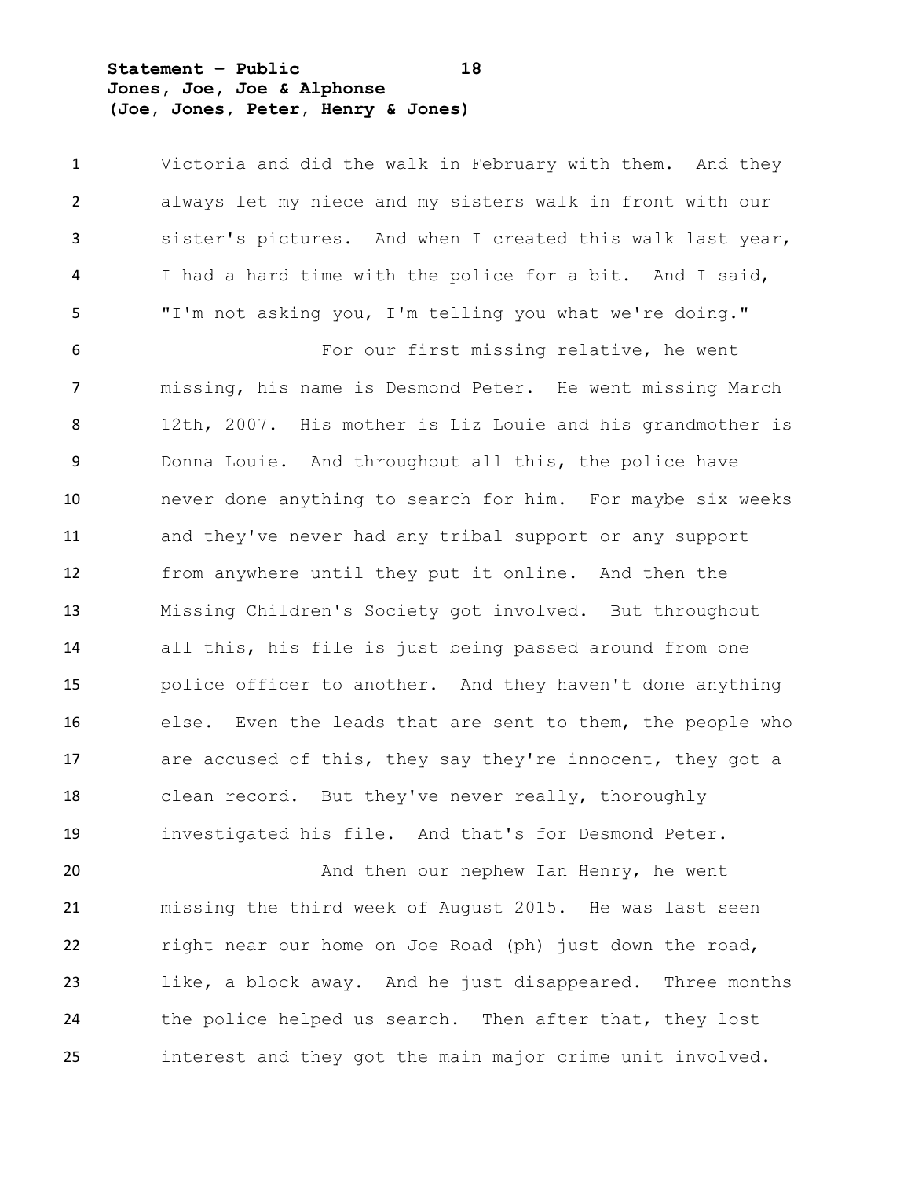Victoria and did the walk in February with them. And they always let my niece and my sisters walk in front with our sister's pictures. And when I created this walk last year, I had a hard time with the police for a bit. And I said, "I'm not asking you, I'm telling you what we're doing."

For our first missing relative, he went missing, his name is Desmond Peter. He went missing March 12th, 2007. His mother is Liz Louie and his grandmother is Donna Louie. And throughout all this, the police have never done anything to search for him. For maybe six weeks and they've never had any tribal support or any support from anywhere until they put it online. And then the Missing Children's Society got involved. But throughout all this, his file is just being passed around from one police officer to another. And they haven't done anything else. Even the leads that are sent to them, the people who are accused of this, they say they're innocent, they got a clean record. But they've never really, thoroughly investigated his file. And that's for Desmond Peter.

And then our nephew Ian Henry, he went missing the third week of August 2015. He was last seen right near our home on Joe Road (ph) just down the road, like, a block away. And he just disappeared. Three months the police helped us search. Then after that, they lost interest and they got the main major crime unit involved.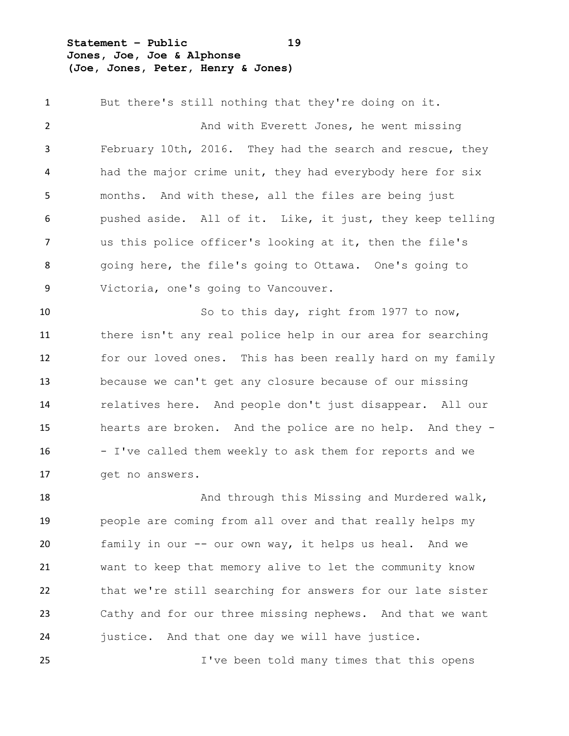But there's still nothing that they're doing on it.

And with Everett Jones, he went missing February 10th, 2016. They had the search and rescue, they had the major crime unit, they had everybody here for six months. And with these, all the files are being just pushed aside. All of it. Like, it just, they keep telling us this police officer's looking at it, then the file's going here, the file's going to Ottawa. One's going to Victoria, one's going to Vancouver.

So to this day, right from 1977 to now, there isn't any real police help in our area for searching for our loved ones. This has been really hard on my family because we can't get any closure because of our missing relatives here. And people don't just disappear. All our hearts are broken. And the police are no help. And they -- I've called them weekly to ask them for reports and we get no answers.

And through this Missing and Murdered walk, people are coming from all over and that really helps my family in our -- our own way, it helps us heal. And we want to keep that memory alive to let the community know that we're still searching for answers for our late sister Cathy and for our three missing nephews. And that we want justice. And that one day we will have justice.

I've been told many times that this opens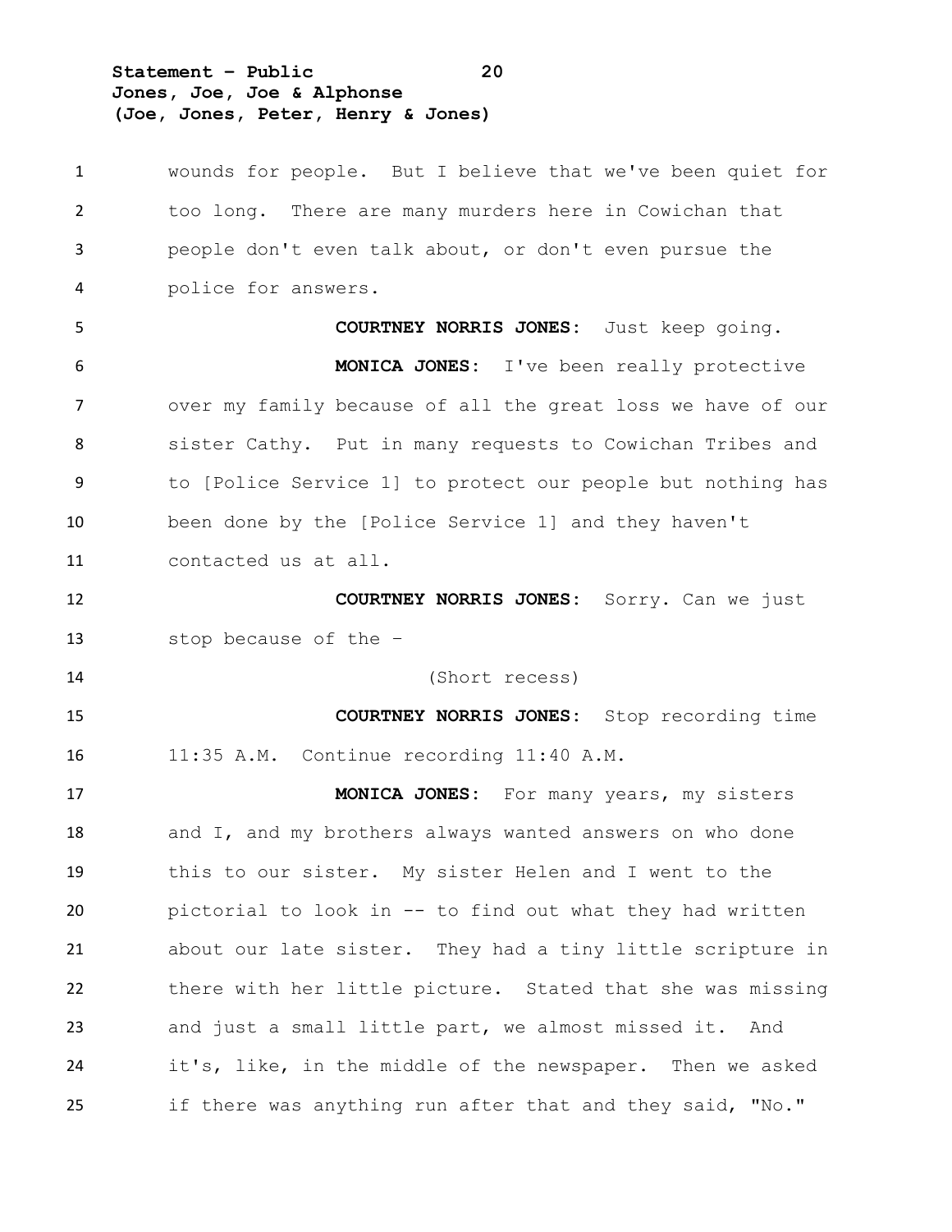wounds for people. But I believe that we've been quiet for too long. There are many murders here in Cowichan that people don't even talk about, or don't even pursue the police for answers.

**COURTNEY NORRIS JONES:** Just keep going.

**MONICA JONES:** I've been really protective over my family because of all the great loss we have of our sister Cathy. Put in many requests to Cowichan Tribes and to [Police Service 1] to protect our people but nothing has been done by the [Police Service 1] and they haven't contacted us at all.

**COURTNEY NORRIS JONES:** Sorry. Can we just stop because of the –

(Short recess)

**COURTNEY NORRIS JONES:** Stop recording time 11:35 A.M. Continue recording 11:40 A.M.

**MONICA JONES:** For many years, my sisters and I, and my brothers always wanted answers on who done this to our sister. My sister Helen and I went to the pictorial to look in -- to find out what they had written about our late sister. They had a tiny little scripture in there with her little picture. Stated that she was missing and just a small little part, we almost missed it. And it's, like, in the middle of the newspaper. Then we asked if there was anything run after that and they said, "No."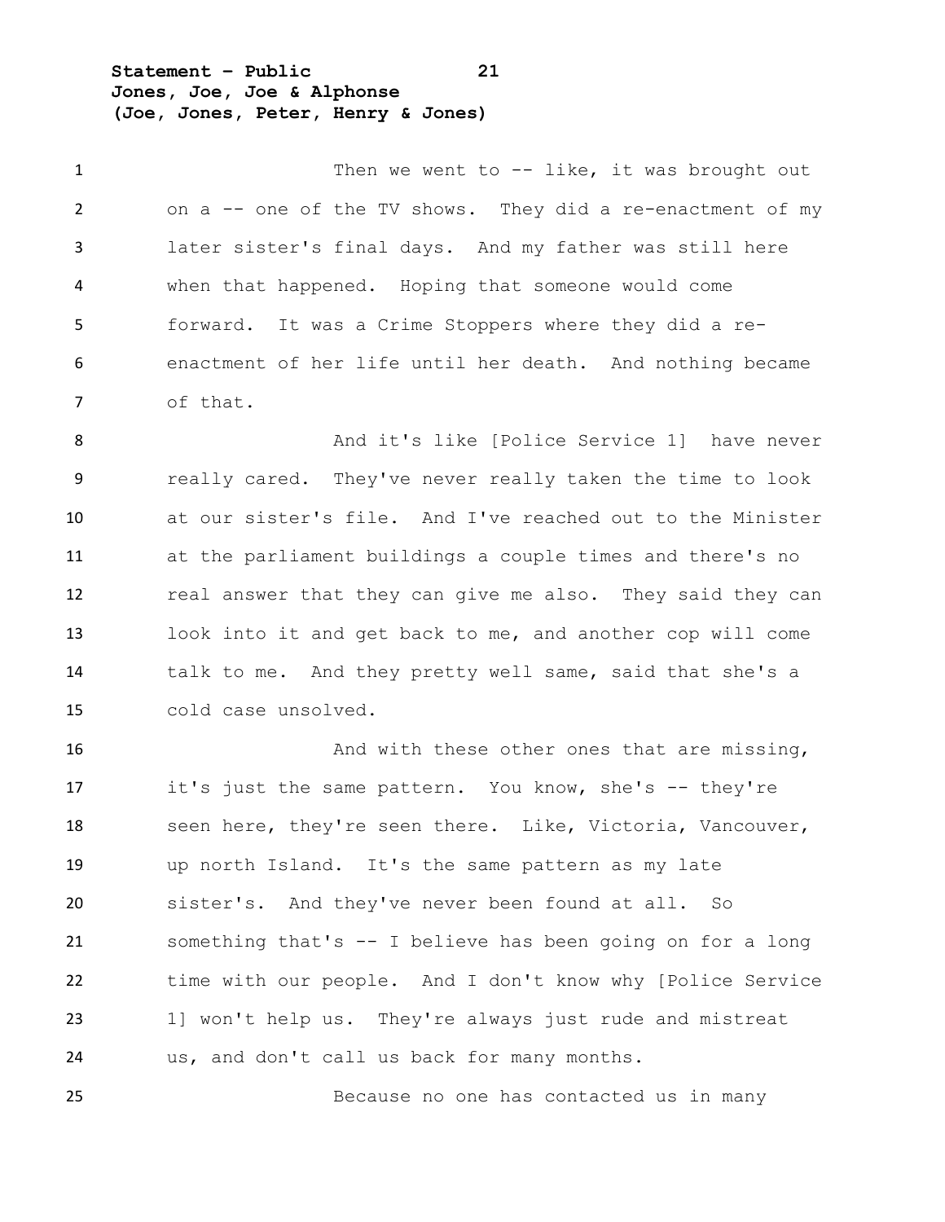Then we went to -- like, it was brought out on a -- one of the TV shows. They did a re-enactment of my later sister's final days. And my father was still here when that happened. Hoping that someone would come forward. It was a Crime Stoppers where they did a re-enactment of her life until her death. And nothing became of that.

And it's like [Police Service 1] have never really cared. They've never really taken the time to look at our sister's file. And I've reached out to the Minister at the parliament buildings a couple times and there's no real answer that they can give me also. They said they can look into it and get back to me, and another cop will come talk to me. And they pretty well same, said that she's a cold case unsolved.

And with these other ones that are missing, it's just the same pattern. You know, she's -- they're seen here, they're seen there. Like, Victoria, Vancouver, up north Island. It's the same pattern as my late sister's. And they've never been found at all. So something that's -- I believe has been going on for a long time with our people. And I don't know why [Police Service 1] won't help us. They're always just rude and mistreat us, and don't call us back for many months.

Because no one has contacted us in many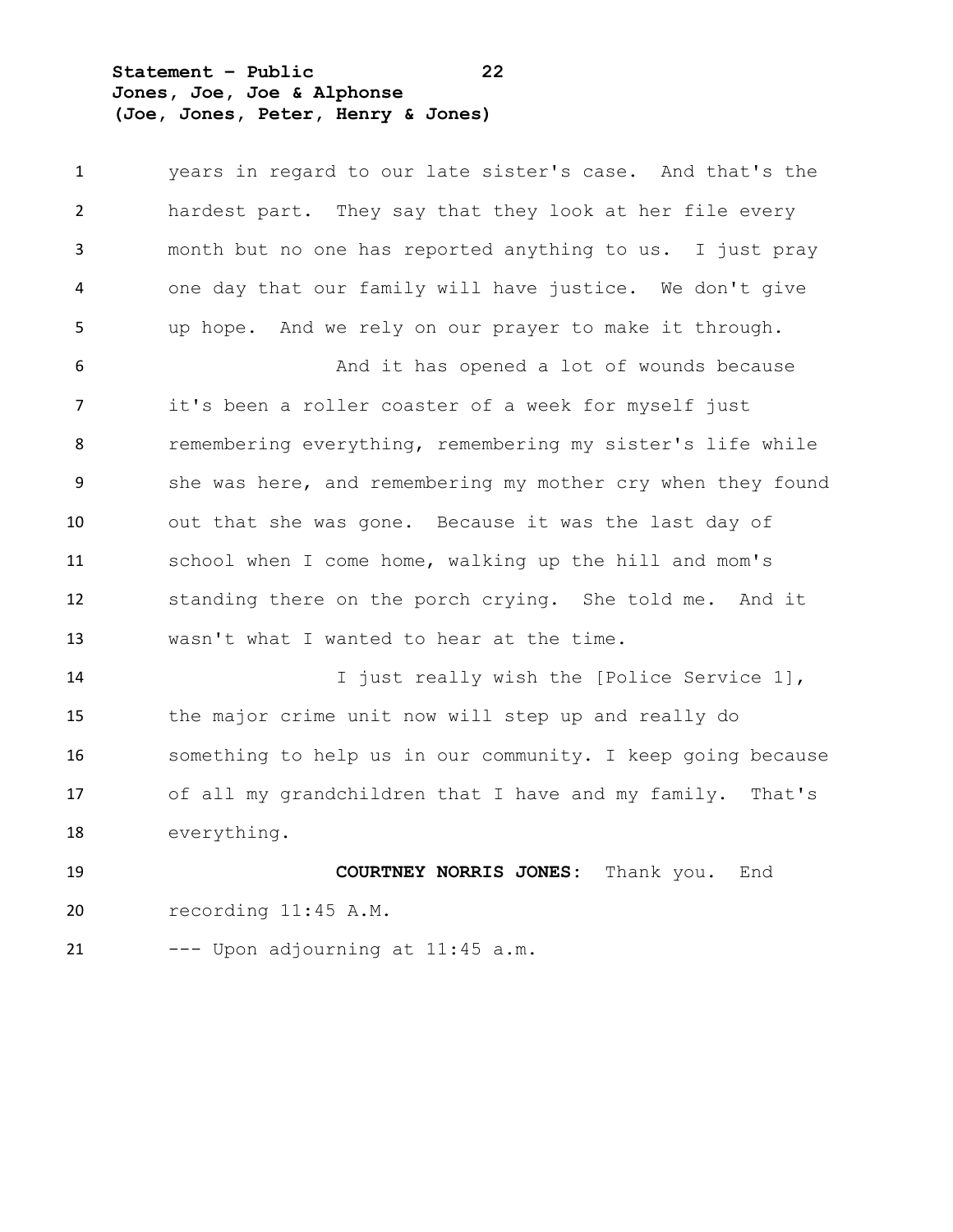years in regard to our late sister's case. And that's the hardest part. They say that they look at her file every month but no one has reported anything to us. I just pray one day that our family will have justice. We don't give up hope. And we rely on our prayer to make it through.

And it has opened a lot of wounds because it's been a roller coaster of a week for myself just remembering everything, remembering my sister's life while she was here, and remembering my mother cry when they found out that she was gone. Because it was the last day of school when I come home, walking up the hill and mom's standing there on the porch crying. She told me. And it wasn't what I wanted to hear at the time.

I just really wish the [Police Service 1], the major crime unit now will step up and really do something to help us in our community. I keep going because of all my grandchildren that I have and my family. That's everything.

**COURTNEY NORRIS JONES:** Thank you. End recording 11:45 A.M.

--- Upon adjourning at 11:45 a.m.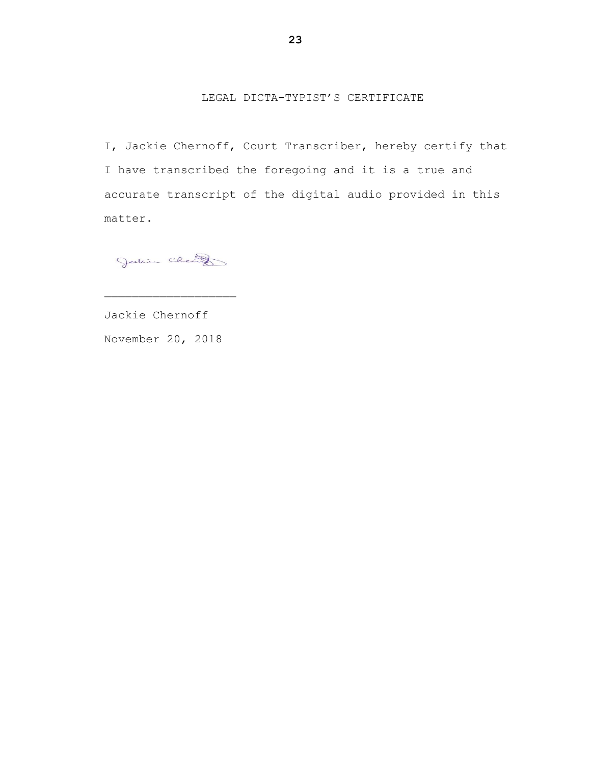# LEGAL DICTA-TYPIST'S CERTIFICATE

I, Jackie Chernoff, Court Transcriber, hereby certify that I have transcribed the foregoing and it is a true and accurate transcript of the digital audio provided in this matter.

___________________

Jackie Chernoff

November 20, 2018